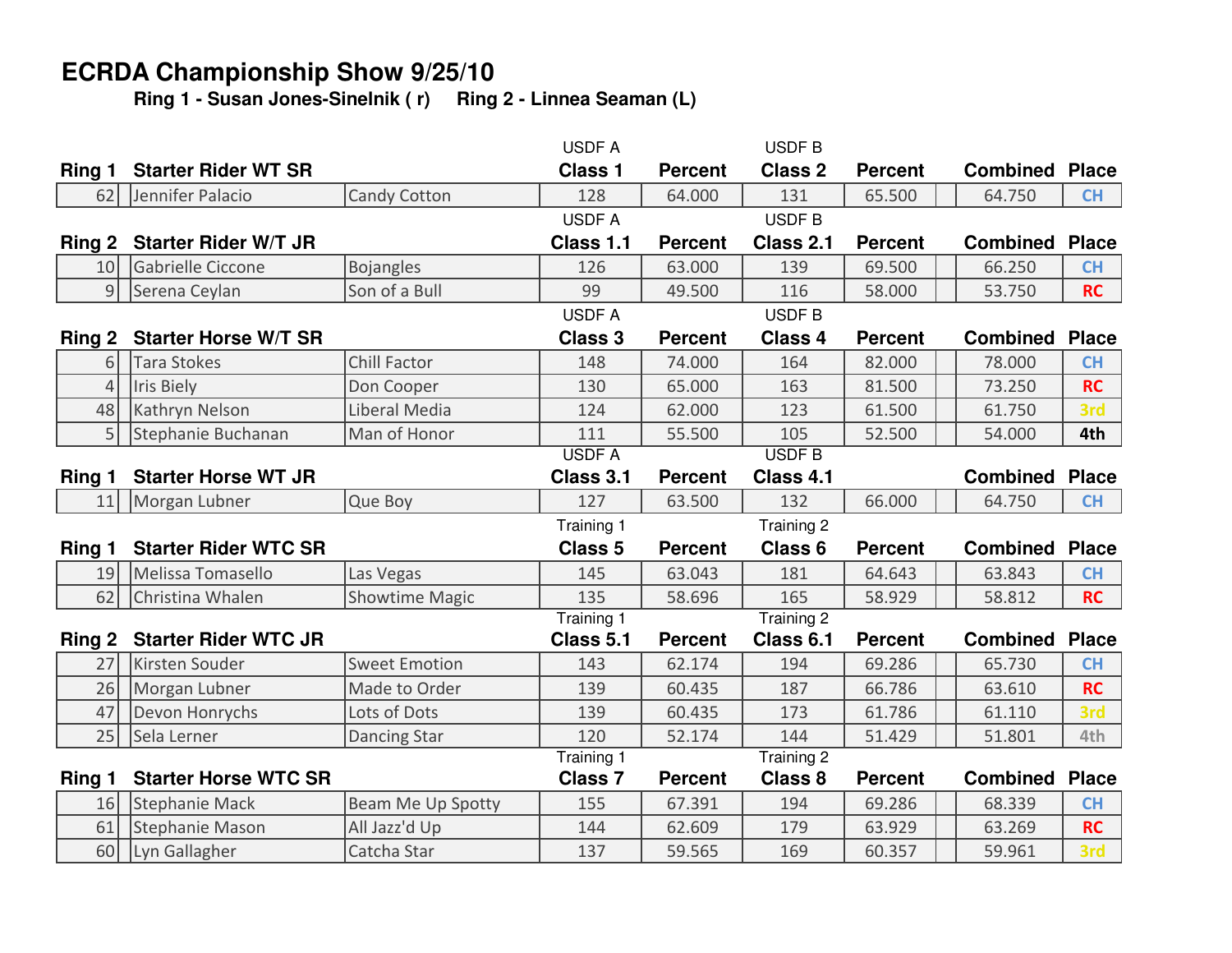# ECRDA Championship Show 9/25/10

**Ring 1 - Susan Jones-Sinelnik ( r)  Ring 2 - Linnea Seaman (L)**

| Ring 1 | Starter Rider WT SR | | USDF A Class 1 | Percent | USDF B Class 2 | Percent | | Combined | Place |
|---|---|---|---|---|---|---|---|---|---|
| 62 | Jennifer Palacio | Candy Cotton | 128 | 64.000 | 131 | 65.500 | | 64.750 | CH |

| Ring 2 | Starter Rider W/T JR | | USDF A Class 1.1 | Percent | USDF B Class 2.1 | Percent | | Combined | Place |
|---|---|---|---|---|---|---|---|---|---|
| 10 | Gabrielle Ciccone | Bojangles | 126 | 63.000 | 139 | 69.500 | | 66.250 | CH |
| 9 | Serena Ceylan | Son of a Bull | 99 | 49.500 | 116 | 58.000 | | 53.750 | RC |

| Ring 2 | Starter Horse W/T SR | | USDF A Class 3 | Percent | USDF B Class 4 | Percent | | Combined | Place |
|---|---|---|---|---|---|---|---|---|---|
| 6 | Tara Stokes | Chill Factor | 148 | 74.000 | 164 | 82.000 | | 78.000 | CH |
| 4 | Iris Biely | Don Cooper | 130 | 65.000 | 163 | 81.500 | | 73.250 | RC |
| 48 | Kathryn Nelson | Liberal Media | 124 | 62.000 | 123 | 61.500 | | 61.750 | 3rd |
| 5 | Stephanie Buchanan | Man of Honor | 111 | 55.500 | 105 | 52.500 | | 54.000 | 4th |

| Ring 1 | Starter Horse WT JR | | USDF A Class 3.1 | Percent | USDF B Class 4.1 | | | Combined | Place |
|---|---|---|---|---|---|---|---|---|---|
| 11 | Morgan Lubner | Que Boy | 127 | 63.500 | 132 | 66.000 | | 64.750 | CH |

| Ring 1 | Starter Rider WTC SR | | Training 1 Class 5 | Percent | Training 2 Class 6 | Percent | | Combined | Place |
|---|---|---|---|---|---|---|---|---|---|
| 19 | Melissa Tomasello | Las Vegas | 145 | 63.043 | 181 | 64.643 | | 63.843 | CH |
| 62 | Christina Whalen | Showtime Magic | 135 | 58.696 | 165 | 58.929 | | 58.812 | RC |

| Ring 2 | Starter Rider WTC JR | | Training 1 Class 5.1 | Percent | Training 2 Class 6.1 | Percent | | Combined | Place |
|---|---|---|---|---|---|---|---|---|---|
| 27 | Kirsten Souder | Sweet Emotion | 143 | 62.174 | 194 | 69.286 | | 65.730 | CH |
| 26 | Morgan Lubner | Made to Order | 139 | 60.435 | 187 | 66.786 | | 63.610 | RC |
| 47 | Devon Honrychs | Lots of Dots | 139 | 60.435 | 173 | 61.786 | | 61.110 | 3rd |
| 25 | Sela Lerner | Dancing Star | 120 | 52.174 | 144 | 51.429 | | 51.801 | 4th |

| Ring 1 | Starter Horse WTC SR | | Training 1 Class 7 | Percent | Training 2 Class 8 | Percent | | Combined | Place |
|---|---|---|---|---|---|---|---|---|---|
| 16 | Stephanie Mack | Beam Me Up Spotty | 155 | 67.391 | 194 | 69.286 | | 68.339 | CH |
| 61 | Stephanie Mason | All Jazz'd Up | 144 | 62.609 | 179 | 63.929 | | 63.269 | RC |
| 60 | Lyn Gallagher | Catcha Star | 137 | 59.565 | 169 | 60.357 | | 59.961 | 3rd |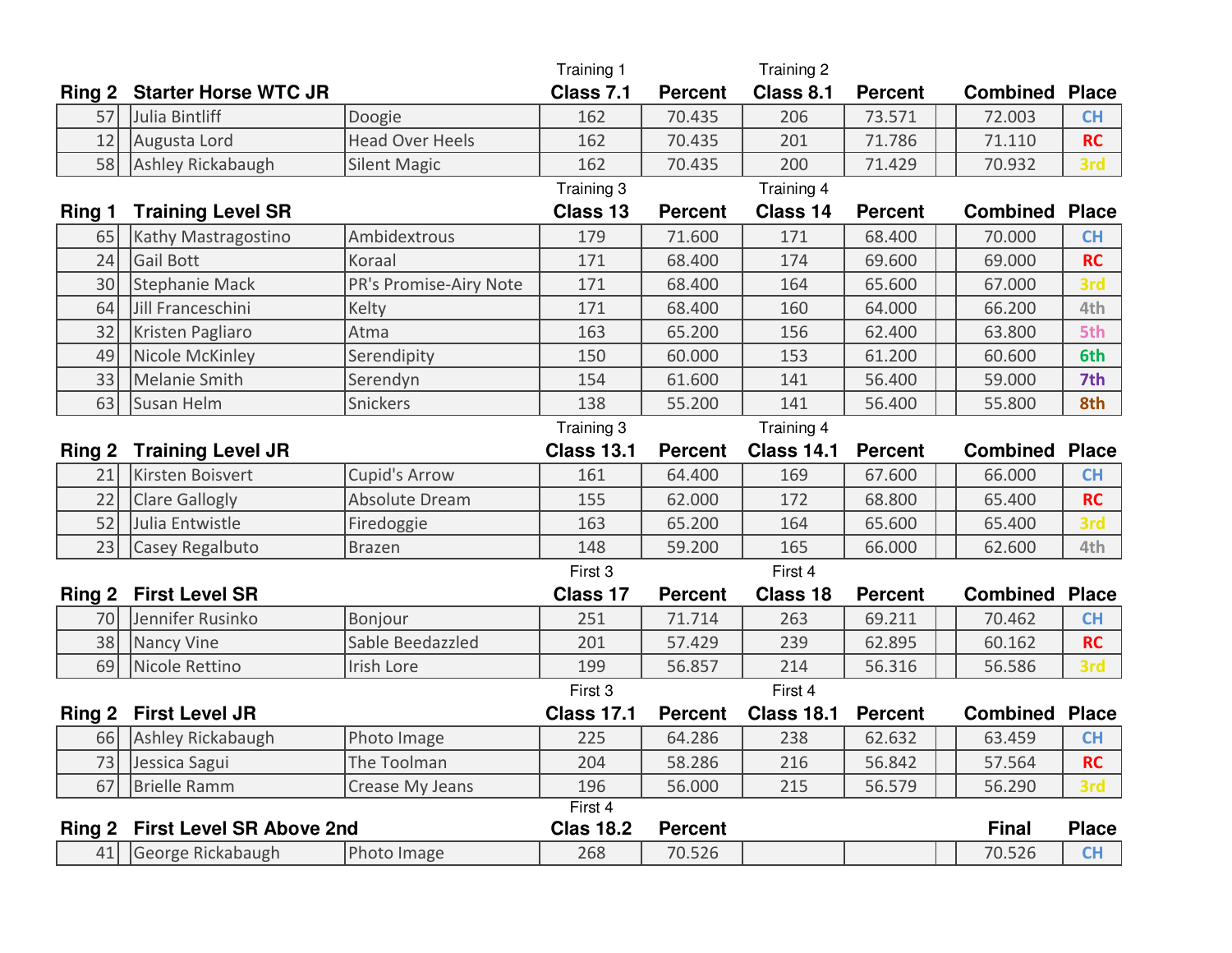| Ring 2 | Starter Horse WTC JR | | Training 1 Class 7.1 | Percent | Training 2 Class 8.1 | Percent | | Combined | Place |
|---|---|---|---|---|---|---|---|---|---|
| 57 | Julia Bintliff | Doogie | 162 | 70.435 | 206 | 73.571 | | 72.003 | CH |
| 12 | Augusta Lord | Head Over Heels | 162 | 70.435 | 201 | 71.786 | | 71.110 | RC |
| 58 | Ashley Rickabaugh | Silent Magic | 162 | 70.435 | 200 | 71.429 | | 70.932 | 3rd |

| Ring 1 | Training Level SR | | Training 3 Class 13 | Percent | Training 4 Class 14 | Percent | | Combined | Place |
|---|---|---|---|---|---|---|---|---|---|
| 65 | Kathy Mastragostino | Ambidextrous | 179 | 71.600 | 171 | 68.400 | | 70.000 | CH |
| 24 | Gail Bott | Koraal | 171 | 68.400 | 174 | 69.600 | | 69.000 | RC |
| 30 | Stephanie Mack | PR's Promise-Airy Note | 171 | 68.400 | 164 | 65.600 | | 67.000 | 3rd |
| 64 | Jill Franceschini | Kelty | 171 | 68.400 | 160 | 64.000 | | 66.200 | 4th |
| 32 | Kristen Pagliaro | Atma | 163 | 65.200 | 156 | 62.400 | | 63.800 | 5th |
| 49 | Nicole McKinley | Serendipity | 150 | 60.000 | 153 | 61.200 | | 60.600 | 6th |
| 33 | Melanie Smith | Serendyn | 154 | 61.600 | 141 | 56.400 | | 59.000 | 7th |
| 63 | Susan Helm | Snickers | 138 | 55.200 | 141 | 56.400 | | 55.800 | 8th |

| Ring 2 | Training Level JR | | Training 3 Class 13.1 | Percent | Training 4 Class 14.1 | Percent | | Combined | Place |
|---|---|---|---|---|---|---|---|---|---|
| 21 | Kirsten Boisvert | Cupid's Arrow | 161 | 64.400 | 169 | 67.600 | | 66.000 | CH |
| 22 | Clare Gallogly | Absolute Dream | 155 | 62.000 | 172 | 68.800 | | 65.400 | RC |
| 52 | Julia Entwistle | Firedoggie | 163 | 65.200 | 164 | 65.600 | | 65.400 | 3rd |
| 23 | Casey Regalbuto | Brazen | 148 | 59.200 | 165 | 66.000 | | 62.600 | 4th |

| Ring 2 | First Level SR | | First 3 Class 17 | Percent | First 4 Class 18 | Percent | | Combined | Place |
|---|---|---|---|---|---|---|---|---|---|
| 70 | Jennifer Rusinko | Bonjour | 251 | 71.714 | 263 | 69.211 | | 70.462 | CH |
| 38 | Nancy Vine | Sable Beedazzled | 201 | 57.429 | 239 | 62.895 | | 60.162 | RC |
| 69 | Nicole Rettino | Irish Lore | 199 | 56.857 | 214 | 56.316 | | 56.586 | 3rd |

| Ring 2 | First Level JR | | First 3 Class 17.1 | Percent | First 4 Class 18.1 | Percent | | Combined | Place |
|---|---|---|---|---|---|---|---|---|---|
| 66 | Ashley Rickabaugh | Photo Image | 225 | 64.286 | 238 | 62.632 | | 63.459 | CH |
| 73 | Jessica Sagui | The Toolman | 204 | 58.286 | 216 | 56.842 | | 57.564 | RC |
| 67 | Brielle Ramm | Crease My Jeans | 196 | 56.000 | 215 | 56.579 | | 56.290 | 3rd |

| Ring 2 | First Level SR Above 2nd | | First 4 Clas 18.2 | Percent | | | | Final | Place |
|---|---|---|---|---|---|---|---|---|---|
| 41 | George Rickabaugh | Photo Image | 268 | 70.526 | | | | 70.526 | CH |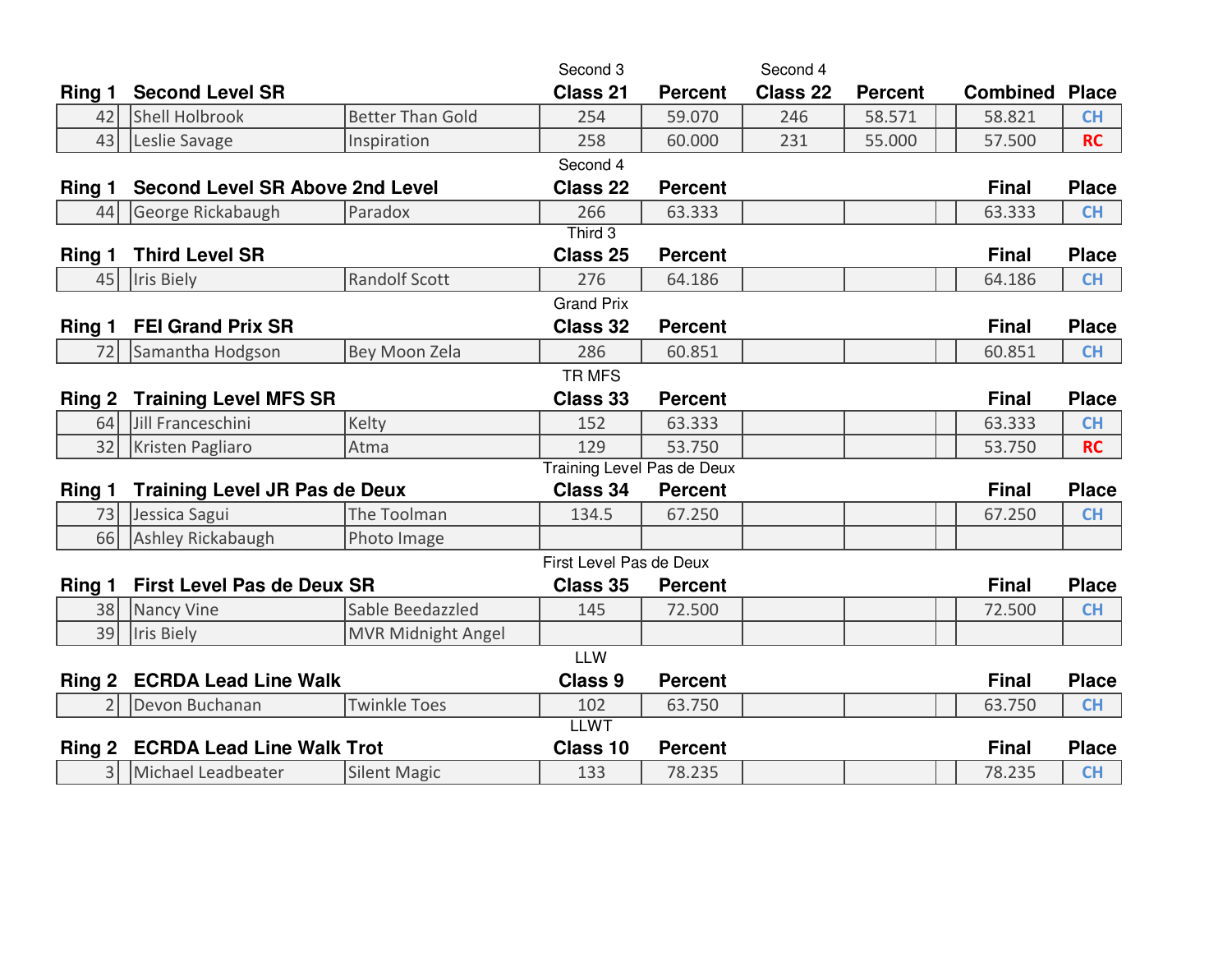| Ring 1 | Second Level SR | | Second 3<br>Class 21 | Percent | Second 4<br>Class 22 | Percent | | Combined | Place |
|---|---|---|---|---|---|---|---|---|---|
| 42 | Shell Holbrook | Better Than Gold | 254 | 59.070 | 246 | 58.571 | | 58.821 | CH |
| 43 | Leslie Savage | Inspiration | 258 | 60.000 | 231 | 55.000 | | 57.500 | RC |

| Ring 1 | Second Level SR Above 2nd Level | | Second 4<br>Class 22 | Percent | | | | Final | Place |
|---|---|---|---|---|---|---|---|---|---|
| 44 | George Rickabaugh | Paradox | 266 | 63.333 | | | | 63.333 | CH |

| Ring 1 | Third Level SR | | Third 3<br>Class 25 | Percent | | | | Final | Place |
|---|---|---|---|---|---|---|---|---|---|
| 45 | Iris Biely | Randolf Scott | 276 | 64.186 | | | | 64.186 | CH |

| Ring 1 | FEI Grand Prix SR | | Grand Prix<br>Class 32 | Percent | | | | Final | Place |
|---|---|---|---|---|---|---|---|---|---|
| 72 | Samantha Hodgson | Bey Moon Zela | 286 | 60.851 | | | | 60.851 | CH |

| Ring 2 | Training Level MFS SR | | TR MFS<br>Class 33 | Percent | | | | Final | Place |
|---|---|---|---|---|---|---|---|---|---|
| 64 | Jill Franceschini | Kelty | 152 | 63.333 | | | | 63.333 | CH |
| 32 | Kristen Pagliaro | Atma | 129 | 53.750 | | | | 53.750 | RC |

| Ring 1 | Training Level JR Pas de Deux | | Training Level Pas de Deux<br>Class 34 | Percent | | | | Final | Place |
|---|---|---|---|---|---|---|---|---|---|
| 73 | Jessica Sagui | The Toolman | 134.5 | 67.250 | | | | 67.250 | CH |
| 66 | Ashley Rickabaugh | Photo Image | | | | | | | |

| Ring 1 | First Level Pas de Deux SR | | First Level Pas de Deux<br>Class 35 | Percent | | | | Final | Place |
|---|---|---|---|---|---|---|---|---|---|
| 38 | Nancy Vine | Sable Beedazzled | 145 | 72.500 | | | | 72.500 | CH |
| 39 | Iris Biely | MVR Midnight Angel | | | | | | | |

| Ring 2 | ECRDA Lead Line Walk | | LLW<br>Class 9 | Percent | | | | Final | Place |
|---|---|---|---|---|---|---|---|---|---|
| 2 | Devon Buchanan | Twinkle Toes | 102 | 63.750 | | | | 63.750 | CH |

| Ring 2 | ECRDA Lead Line Walk Trot | | LLWT<br>Class 10 | Percent | | | | Final | Place |
|---|---|---|---|---|---|---|---|---|---|
| 3 | Michael Leadbeater | Silent Magic | 133 | 78.235 | | | | 78.235 | CH |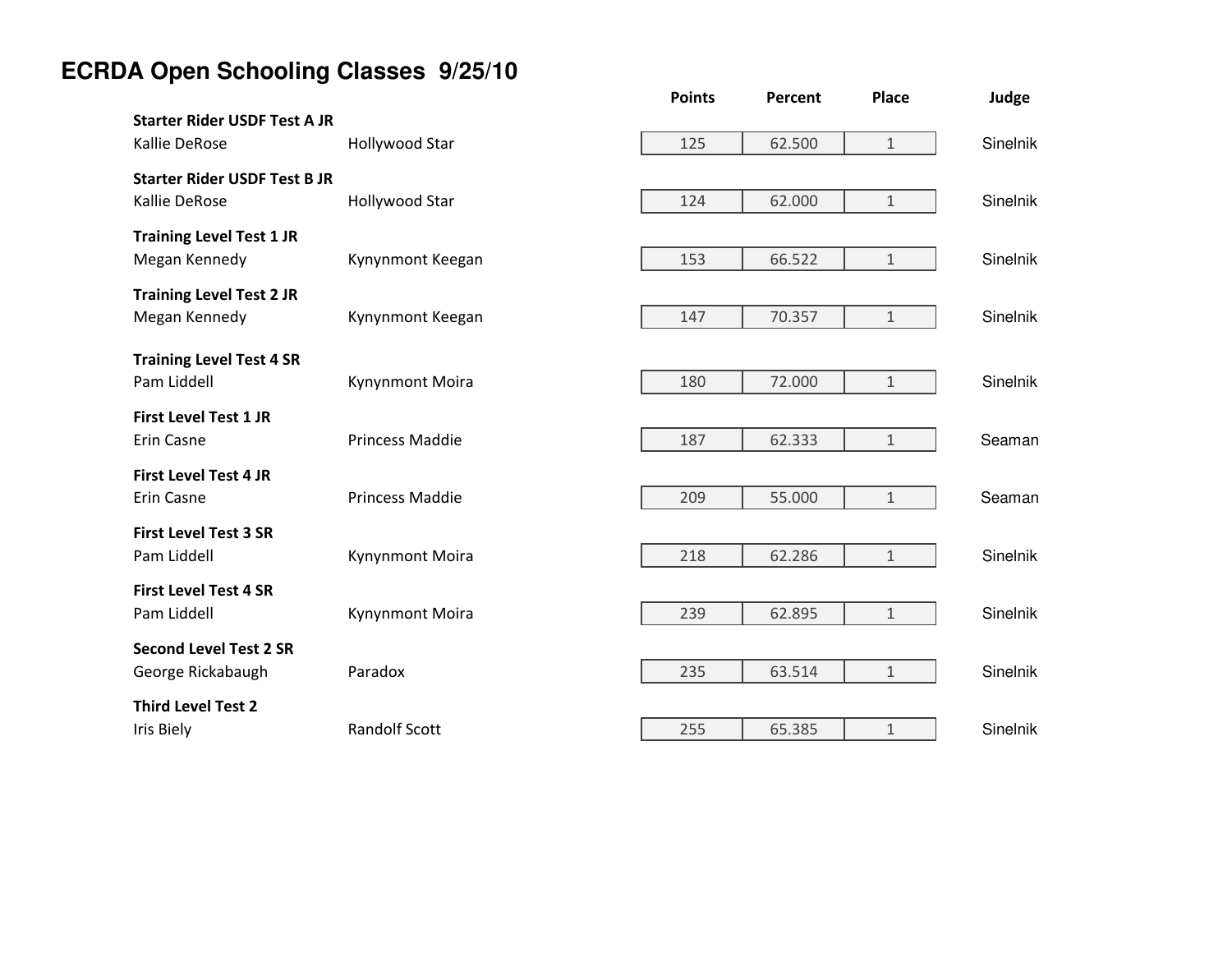# ECRDA Open Schooling Classes 9/25/10

| | | Points | Percent | Place | Judge |
|---|---|---|---|---|---|
| **Starter Rider USDF Test A JR** | | | | | |
| Kallie DeRose | Hollywood Star | 125 | 62.500 | 1 | Sinelnik |
| **Starter Rider USDF Test B JR** | | | | | |
| Kallie DeRose | Hollywood Star | 124 | 62.000 | 1 | Sinelnik |
| **Training Level Test 1 JR** | | | | | |
| Megan Kennedy | Kynynmont Keegan | 153 | 66.522 | 1 | Sinelnik |
| **Training Level Test 2 JR** | | | | | |
| Megan Kennedy | Kynynmont Keegan | 147 | 70.357 | 1 | Sinelnik |
| **Training Level Test 4 SR** | | | | | |
| Pam Liddell | Kynynmont Moira | 180 | 72.000 | 1 | Sinelnik |
| **First Level Test 1 JR** | | | | | |
| Erin Casne | Princess Maddie | 187 | 62.333 | 1 | Seaman |
| **First Level Test 4 JR** | | | | | |
| Erin Casne | Princess Maddie | 209 | 55.000 | 1 | Seaman |
| **First Level Test 3 SR** | | | | | |
| Pam Liddell | Kynynmont Moira | 218 | 62.286 | 1 | Sinelnik |
| **First Level Test 4 SR** | | | | | |
| Pam Liddell | Kynynmont Moira | 239 | 62.895 | 1 | Sinelnik |
| **Second Level Test 2 SR** | | | | | |
| George Rickabaugh | Paradox | 235 | 63.514 | 1 | Sinelnik |
| **Third Level Test 2** | | | | | |
| Iris Biely | Randolf Scott | 255 | 65.385 | 1 | Sinelnik |